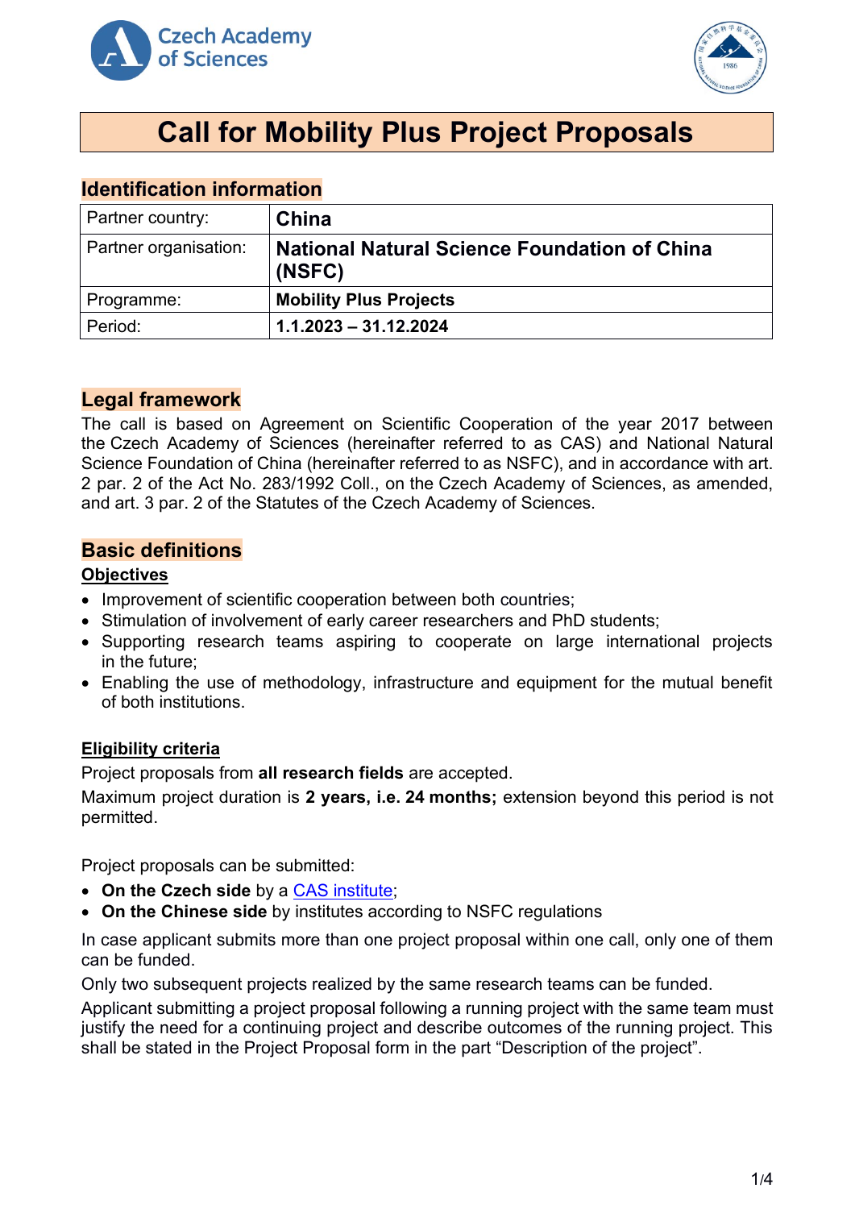# Call for Mobility Plus Project Proposals

## Identification information

| Partner country: | **China** |
|---|---|
| Partner organisation: | **National Natural Science Foundation of China (NSFC)** |
| Programme: | **Mobility Plus Projects** |
| Period: | **1.1.2023 – 31.12.2024** |

## Legal framework

The call is based on Agreement on Scientific Cooperation of the year 2017 between the Czech Academy of Sciences (hereinafter referred to as CAS) and National Natural Science Foundation of China (hereinafter referred to as NSFC), and in accordance with art. 2 par. 2 of the Act No. 283/1992 Coll., on the Czech Academy of Sciences, as amended, and art. 3 par. 2 of the Statutes of the Czech Academy of Sciences.

## Basic definitions

### Objectives

- Improvement of scientific cooperation between both countries;
- Stimulation of involvement of early career researchers and PhD students;
- Supporting research teams aspiring to cooperate on large international projects in the future;
- Enabling the use of methodology, infrastructure and equipment for the mutual benefit of both institutions.

### Eligibility criteria

Project proposals from **all research fields** are accepted.

Maximum project duration is **2 years, i.e. 24 months;** extension beyond this period is not permitted.

Project proposals can be submitted:

- **On the Czech side** by a CAS institute;
- **On the Chinese side** by institutes according to NSFC regulations

In case applicant submits more than one project proposal within one call, only one of them can be funded.

Only two subsequent projects realized by the same research teams can be funded.

Applicant submitting a project proposal following a running project with the same team must justify the need for a continuing project and describe outcomes of the running project. This shall be stated in the Project Proposal form in the part "Description of the project".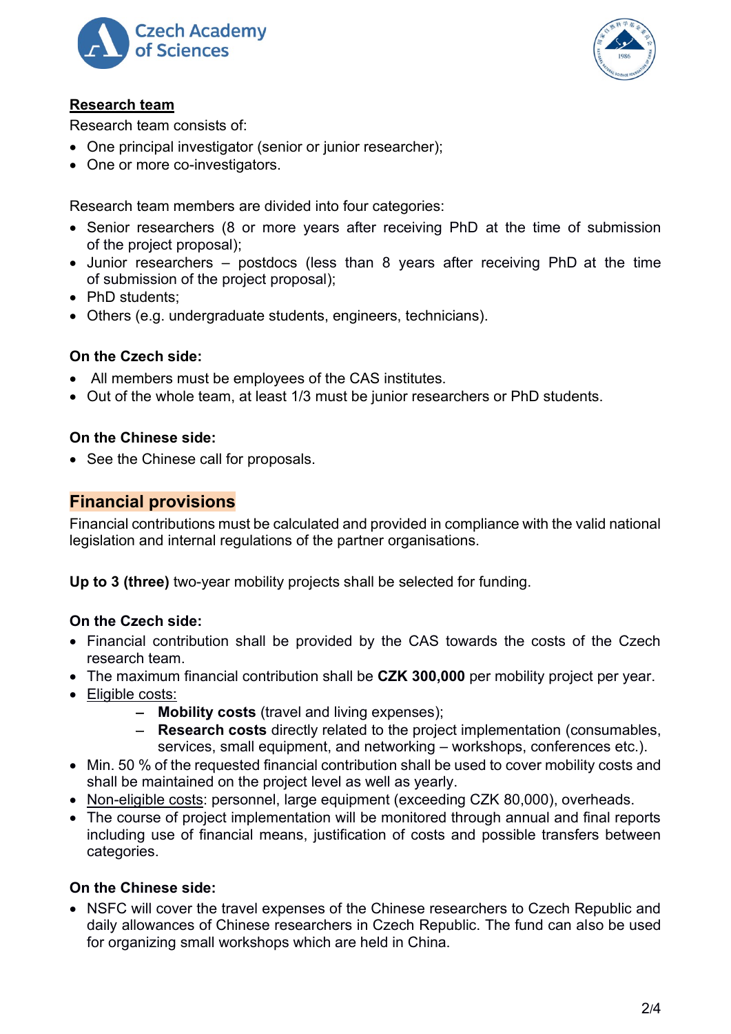## Research team

Research team consists of:

- One principal investigator (senior or junior researcher);
- One or more co-investigators.

Research team members are divided into four categories:

- Senior researchers (8 or more years after receiving PhD at the time of submission of the project proposal);
- Junior researchers – postdocs (less than 8 years after receiving PhD at the time of submission of the project proposal);
- PhD students;
- Others (e.g. undergraduate students, engineers, technicians).

**On the Czech side:**

- All members must be employees of the CAS institutes.
- Out of the whole team, at least 1/3 must be junior researchers or PhD students.

**On the Chinese side:**

- See the Chinese call for proposals.

## Financial provisions

Financial contributions must be calculated and provided in compliance with the valid national legislation and internal regulations of the partner organisations.

**Up to 3 (three)** two-year mobility projects shall be selected for funding.

**On the Czech side:**

- Financial contribution shall be provided by the CAS towards the costs of the Czech research team.
- The maximum financial contribution shall be **CZK 300,000** per mobility project per year.
- Eligible costs:
  - **Mobility costs** (travel and living expenses);
  - **Research costs** directly related to the project implementation (consumables, services, small equipment, and networking – workshops, conferences etc.).
- Min. 50 % of the requested financial contribution shall be used to cover mobility costs and shall be maintained on the project level as well as yearly.
- Non-eligible costs: personnel, large equipment (exceeding CZK 80,000), overheads.
- The course of project implementation will be monitored through annual and final reports including use of financial means, justification of costs and possible transfers between categories.

**On the Chinese side:**

- NSFC will cover the travel expenses of the Chinese researchers to Czech Republic and daily allowances of Chinese researchers in Czech Republic. The fund can also be used for organizing small workshops which are held in China.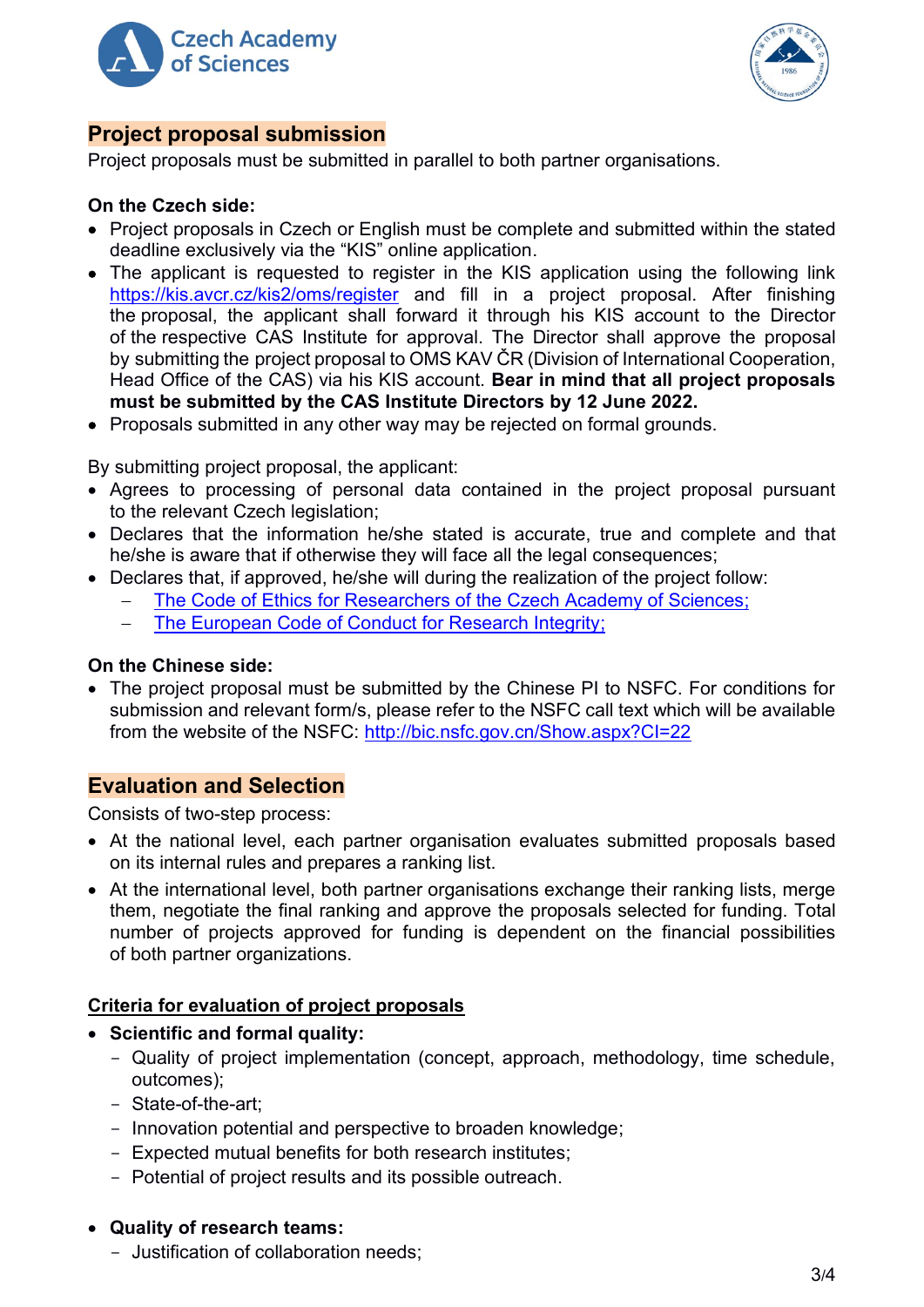## Project proposal submission

Project proposals must be submitted in parallel to both partner organisations.

**On the Czech side:**

- Project proposals in Czech or English must be complete and submitted within the stated deadline exclusively via the "KIS" online application.
- The applicant is requested to register in the KIS application using the following link https://kis.avcr.cz/kis2/oms/register and fill in a project proposal. After finishing the proposal, the applicant shall forward it through his KIS account to the Director of the respective CAS Institute for approval. The Director shall approve the proposal by submitting the project proposal to OMS KAV ČR (Division of International Cooperation, Head Office of the CAS) via his KIS account. **Bear in mind that all project proposals must be submitted by the CAS Institute Directors by 12 June 2022.**
- Proposals submitted in any other way may be rejected on formal grounds.

By submitting project proposal, the applicant:

- Agrees to processing of personal data contained in the project proposal pursuant to the relevant Czech legislation;
- Declares that the information he/she stated is accurate, true and complete and that he/she is aware that if otherwise they will face all the legal consequences;
- Declares that, if approved, he/she will during the realization of the project follow:
  - The Code of Ethics for Researchers of the Czech Academy of Sciences;
  - The European Code of Conduct for Research Integrity;

**On the Chinese side:**

- The project proposal must be submitted by the Chinese PI to NSFC. For conditions for submission and relevant form/s, please refer to the NSFC call text which will be available from the website of the NSFC: http://bic.nsfc.gov.cn/Show.aspx?CI=22

## Evaluation and Selection

Consists of two-step process:

- At the national level, each partner organisation evaluates submitted proposals based on its internal rules and prepares a ranking list.
- At the international level, both partner organisations exchange their ranking lists, merge them, negotiate the final ranking and approve the proposals selected for funding. Total number of projects approved for funding is dependent on the financial possibilities of both partner organizations.

### Criteria for evaluation of project proposals

- **Scientific and formal quality:**
  - Quality of project implementation (concept, approach, methodology, time schedule, outcomes);
  - State-of-the-art;
  - Innovation potential and perspective to broaden knowledge;
  - Expected mutual benefits for both research institutes;
  - Potential of project results and its possible outreach.
- **Quality of research teams:**
  - Justification of collaboration needs;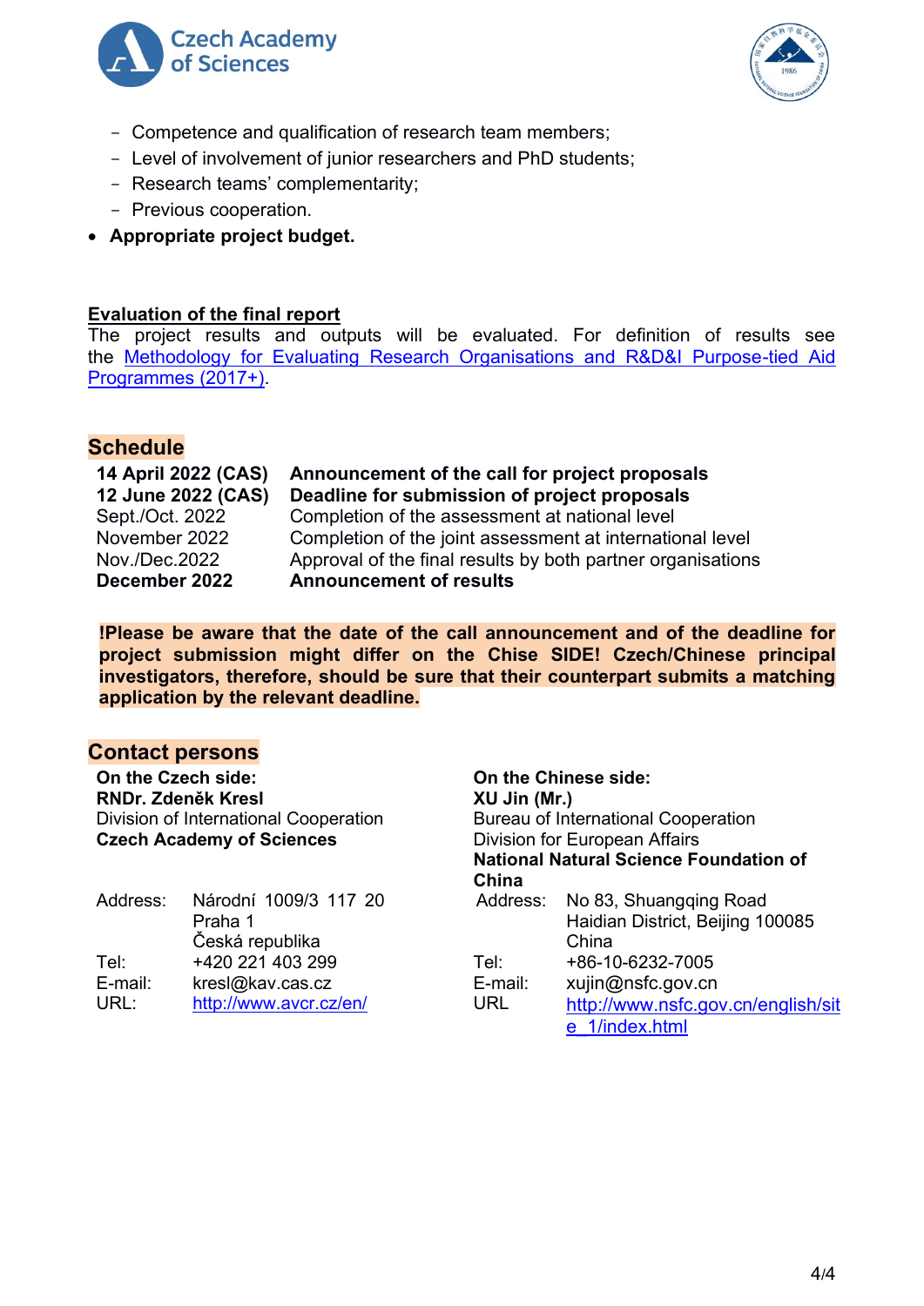- Competence and qualification of research team members;
- Level of involvement of junior researchers and PhD students;
- Research teams' complementarity;
- Previous cooperation.

- **Appropriate project budget.**

**Evaluation of the final report**

The project results and outputs will be evaluated. For definition of results see the Methodology for Evaluating Research Organisations and R&D&I Purpose-tied Aid Programmes (2017+).

## Schedule

| | |
|---|---|
| **14 April 2022 (CAS)** | **Announcement of the call for project proposals** |
| **12 June 2022 (CAS)** | **Deadline for submission of project proposals** |
| Sept./Oct. 2022 | Completion of the assessment at national level |
| November 2022 | Completion of the joint assessment at international level |
| Nov./Dec.2022 | Approval of the final results by both partner organisations |
| **December 2022** | **Announcement of results** |

**!Please be aware that the date of the call announcement and of the deadline for project submission might differ on the Chise SIDE! Czech/Chinese principal investigators, therefore, should be sure that their counterpart submits a matching application by the relevant deadline.**

## Contact persons

**On the Czech side:**
**RNDr. Zdeněk Kresl**
Division of International Cooperation
**Czech Academy of Sciences**

| | |
|---|---|
| Address: | Národní 1009/3 117 20 Praha 1 Česká republika |
| Tel: | +420 221 403 299 |
| E-mail: | kresl@kav.cas.cz |
| URL: | http://www.avcr.cz/en/ |

**On the Chinese side:**
**XU Jin (Mr.)**
Bureau of International Cooperation
Division for European Affairs
**National Natural Science Foundation of China**

| | |
|---|---|
| Address: | No 83, Shuangqing Road Haidian District, Beijing 100085 China |
| Tel: | +86-10-6232-7005 |
| E-mail: | xujin@nsfc.gov.cn |
| URL | http://www.nsfc.gov.cn/english/site_1/index.html |